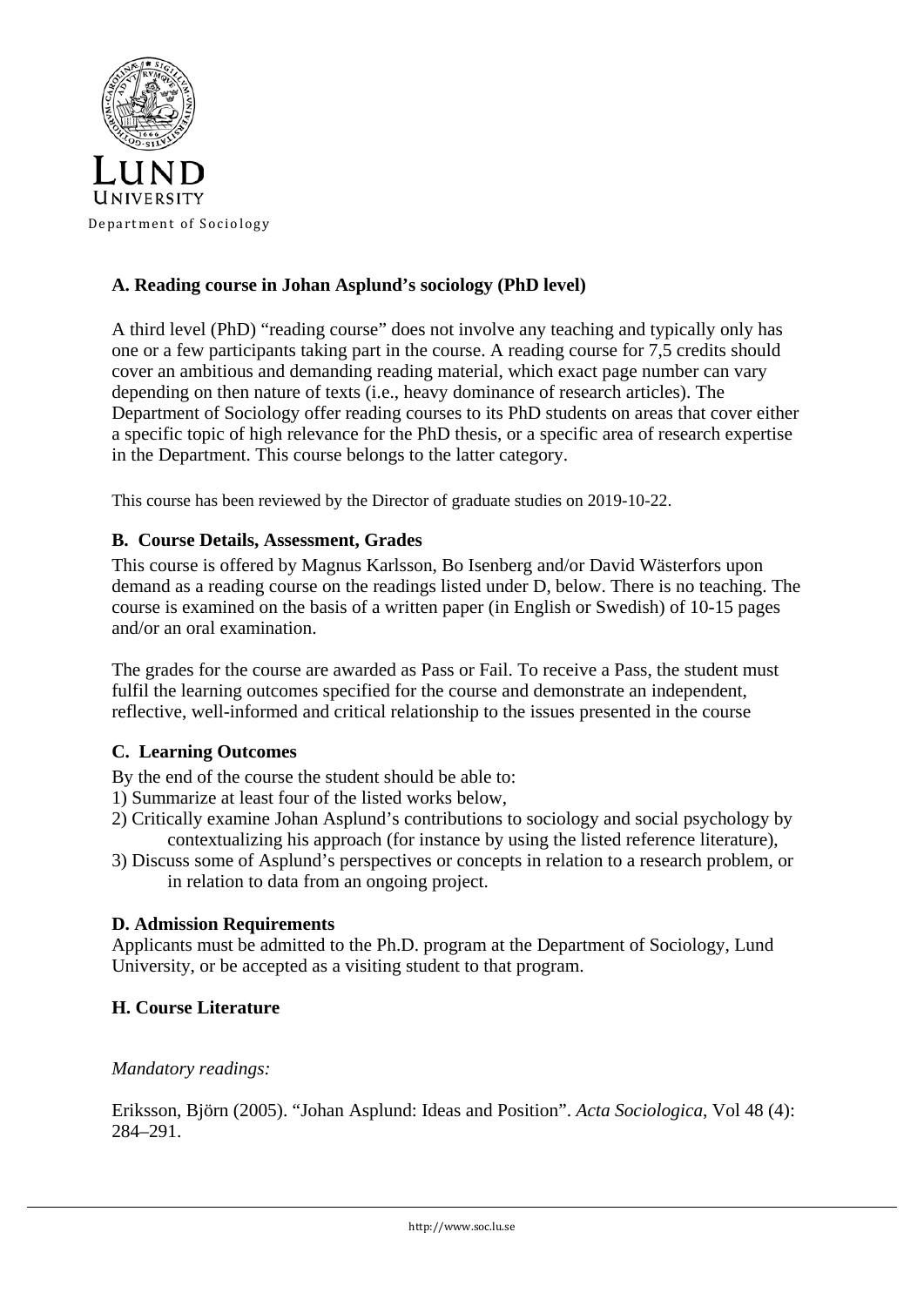Lund University

Department of Sociology

### A. Reading course in Johan Asplund's sociology (PhD level)

A third level (PhD) "reading course" does not involve any teaching and typically only has one or a few participants taking part in the course. A reading course for 7,5 credits should cover an ambitious and demanding reading material, which exact page number can vary depending on then nature of texts (i.e., heavy dominance of research articles). The Department of Sociology offer reading courses to its PhD students on areas that cover either a specific topic of high relevance for the PhD thesis, or a specific area of research expertise in the Department. This course belongs to the latter category.

This course has been reviewed by the Director of graduate studies on 2019-10-22.

### B. Course Details, Assessment, Grades

This course is offered by Magnus Karlsson, Bo Isenberg and/or David Wästerfors upon demand as a reading course on the readings listed under D, below. There is no teaching. The course is examined on the basis of a written paper (in English or Swedish) of 10-15 pages and/or an oral examination.

The grades for the course are awarded as Pass or Fail. To receive a Pass, the student must fulfil the learning outcomes specified for the course and demonstrate an independent, reflective, well-informed and critical relationship to the issues presented in the course

### C. Learning Outcomes

By the end of the course the student should be able to:

1) Summarize at least four of the listed works below,
2) Critically examine Johan Asplund's contributions to sociology and social psychology by contextualizing his approach (for instance by using the listed reference literature),
3) Discuss some of Asplund's perspectives or concepts in relation to a research problem, or in relation to data from an ongoing project.

### D. Admission Requirements

Applicants must be admitted to the Ph.D. program at the Department of Sociology, Lund University, or be accepted as a visiting student to that program.

### H. Course Literature

*Mandatory readings:*

Eriksson, Björn (2005). "Johan Asplund: Ideas and Position". *Acta Sociologica*, Vol 48 (4): 284–291.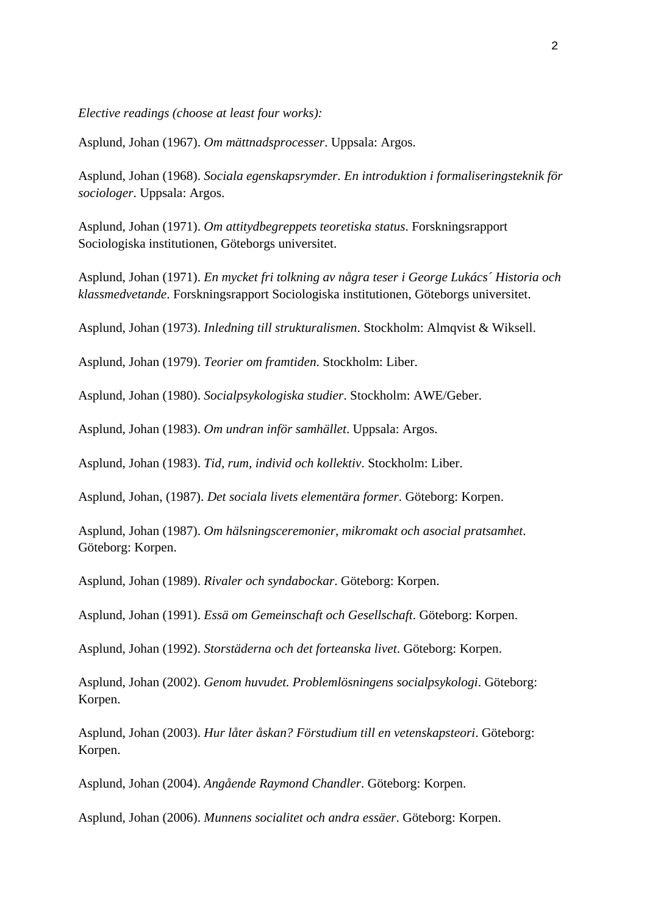*Elective readings (choose at least four works):*

Asplund, Johan (1967). *Om mättnadsprocesser*. Uppsala: Argos.

Asplund, Johan (1968). *Sociala egenskapsrymder. En introduktion i formaliseringsteknik för sociologer*. Uppsala: Argos.

Asplund, Johan (1971). *Om attitydbegreppets teoretiska status*. Forskningsrapport Sociologiska institutionen, Göteborgs universitet.

Asplund, Johan (1971). *En mycket fri tolkning av några teser i George Lukács´ Historia och klassmedvetande*. Forskningsrapport Sociologiska institutionen, Göteborgs universitet.

Asplund, Johan (1973). *Inledning till strukturalismen*. Stockholm: Almqvist & Wiksell.

Asplund, Johan (1979). *Teorier om framtiden*. Stockholm: Liber.

Asplund, Johan (1980). *Socialpsykologiska studier*. Stockholm: AWE/Geber.

Asplund, Johan (1983). *Om undran inför samhället*. Uppsala: Argos.

Asplund, Johan (1983). *Tid, rum, individ och kollektiv*. Stockholm: Liber.

Asplund, Johan, (1987). *Det sociala livets elementära former*. Göteborg: Korpen.

Asplund, Johan (1987). *Om hälsningsceremonier, mikromakt och asocial pratsamhet*. Göteborg: Korpen.

Asplund, Johan (1989). *Rivaler och syndabockar*. Göteborg: Korpen.

Asplund, Johan (1991). *Essä om Gemeinschaft och Gesellschaft*. Göteborg: Korpen.

Asplund, Johan (1992). *Storstäderna och det forteanska livet*. Göteborg: Korpen.

Asplund, Johan (2002). *Genom huvudet. Problemlösningens socialpsykologi*. Göteborg: Korpen.

Asplund, Johan (2003). *Hur låter åskan? Förstudium till en vetenskapsteori*. Göteborg: Korpen.

Asplund, Johan (2004). *Angående Raymond Chandler*. Göteborg: Korpen.

Asplund, Johan (2006). *Munnens socialitet och andra essäer*. Göteborg: Korpen.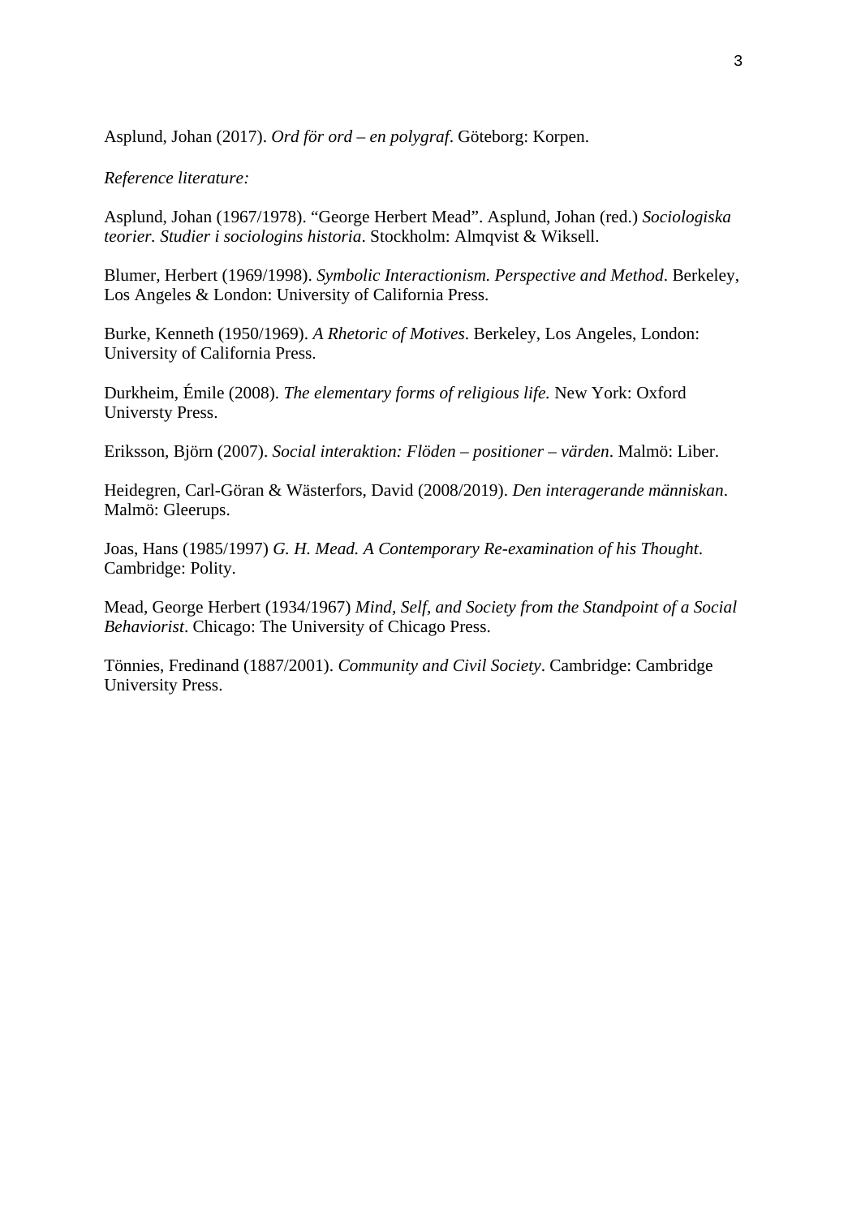Asplund, Johan (2017). *Ord för ord – en polygraf*. Göteborg: Korpen.

*Reference literature:*

Asplund, Johan (1967/1978). “George Herbert Mead”. Asplund, Johan (red.) *Sociologiska teorier. Studier i sociologins historia*. Stockholm: Almqvist & Wiksell.

Blumer, Herbert (1969/1998). *Symbolic Interactionism. Perspective and Method*. Berkeley, Los Angeles & London: University of California Press.

Burke, Kenneth (1950/1969). *A Rhetoric of Motives*. Berkeley, Los Angeles, London: University of California Press.

Durkheim, Émile (2008). *The elementary forms of religious life.* New York: Oxford Universty Press.

Eriksson, Björn (2007). *Social interaktion: Flöden – positioner – värden*. Malmö: Liber.

Heidegren, Carl-Göran & Wästerfors, David (2008/2019). *Den interagerande människan*. Malmö: Gleerups.

Joas, Hans (1985/1997) *G. H. Mead. A Contemporary Re-examination of his Thought*. Cambridge: Polity.

Mead, George Herbert (1934/1967) *Mind, Self, and Society from the Standpoint of a Social Behaviorist*. Chicago: The University of Chicago Press.

Tönnies, Fredinand (1887/2001). *Community and Civil Society*. Cambridge: Cambridge University Press.